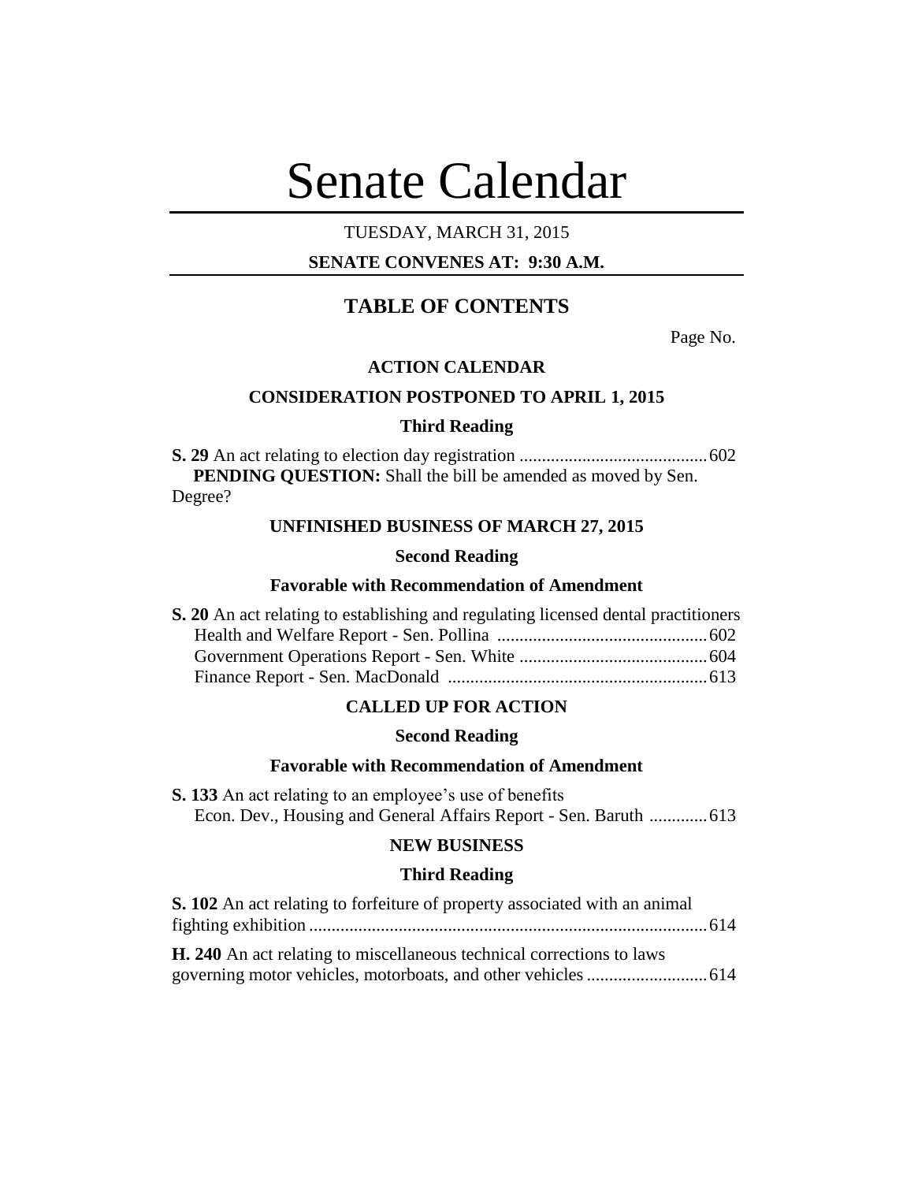# Senate Calendar

TUESDAY, MARCH 31, 2015

**SENATE CONVENES AT: 9:30 A.M.**

## TABLE OF CONTENTS

Page No.

### ACTION CALENDAR

### CONSIDERATION POSTPONED TO APRIL 1, 2015

#### Third Reading

**S. 29** An act relating to election day registration .......................................... 602

**PENDING QUESTION:** Shall the bill be amended as moved by Sen. Degree?

### UNFINISHED BUSINESS OF MARCH 27, 2015

#### Second Reading

#### Favorable with Recommendation of Amendment

**S. 20** An act relating to establishing and regulating licensed dental practitioners

Health and Welfare Report - Sen. Pollina ............................................... 602

Government Operations Report - Sen. White .......................................... 604

Finance Report - Sen. MacDonald .......................................................... 613

### CALLED UP FOR ACTION

#### Second Reading

#### Favorable with Recommendation of Amendment

**S. 133** An act relating to an employee's use of benefits

Econ. Dev., Housing and General Affairs Report - Sen. Baruth ............. 613

### NEW BUSINESS

#### Third Reading

**S. 102** An act relating to forfeiture of property associated with an animal fighting exhibition ......................................................................................... 614

**H. 240** An act relating to miscellaneous technical corrections to laws governing motor vehicles, motorboats, and other vehicles ........................... 614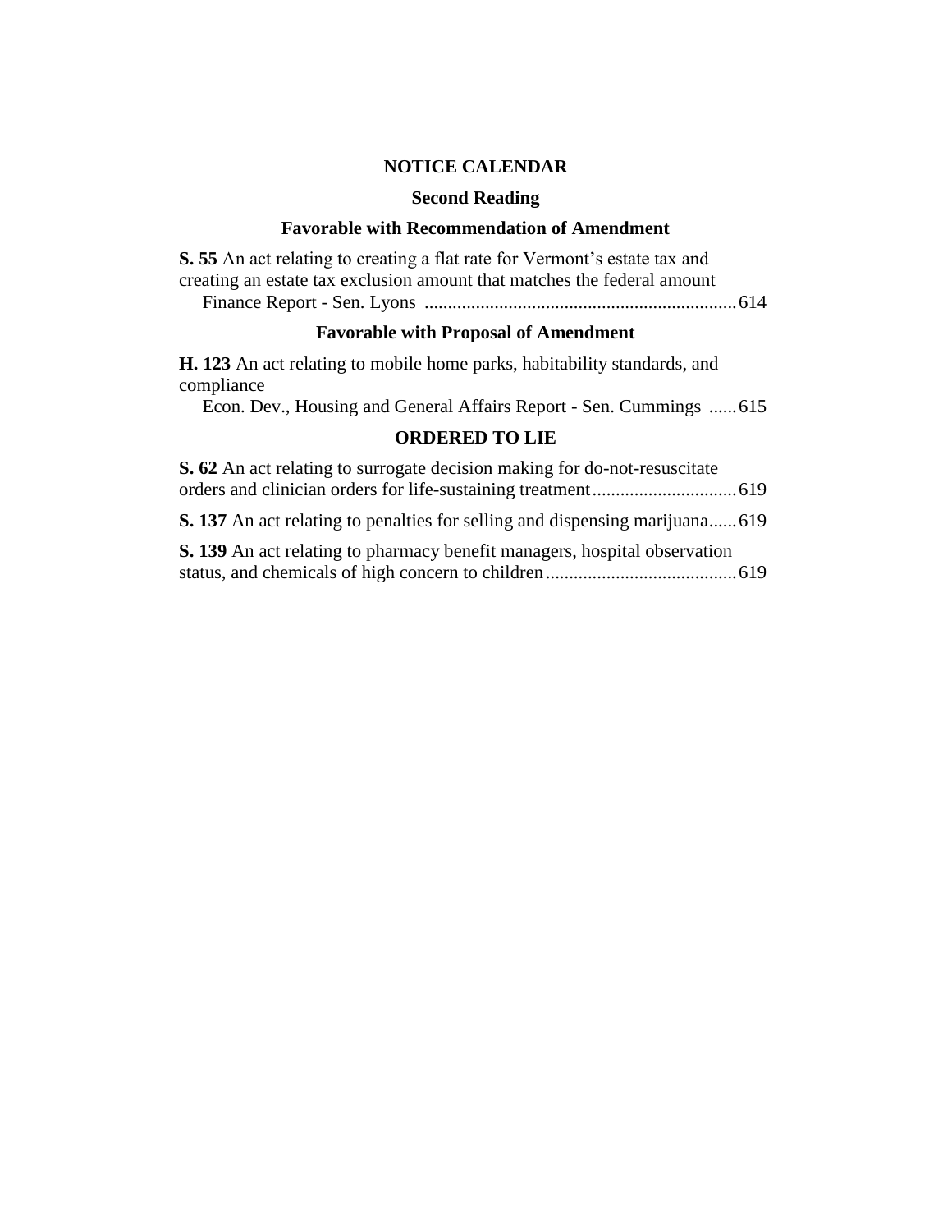## NOTICE CALENDAR

### Second Reading

### Favorable with Recommendation of Amendment

**S. 55** An act relating to creating a flat rate for Vermont's estate tax and creating an estate tax exclusion amount that matches the federal amount
Finance Report - Sen. Lyons ................................................................... 614

### Favorable with Proposal of Amendment

**H. 123** An act relating to mobile home parks, habitability standards, and compliance
Econ. Dev., Housing and General Affairs Report - Sen. Cummings ...... 615

### ORDERED TO LIE

**S. 62** An act relating to surrogate decision making for do-not-resuscitate orders and clinician orders for life-sustaining treatment............................... 619

**S. 137** An act relating to penalties for selling and dispensing marijuana...... 619

**S. 139** An act relating to pharmacy benefit managers, hospital observation status, and chemicals of high concern to children......................................... 619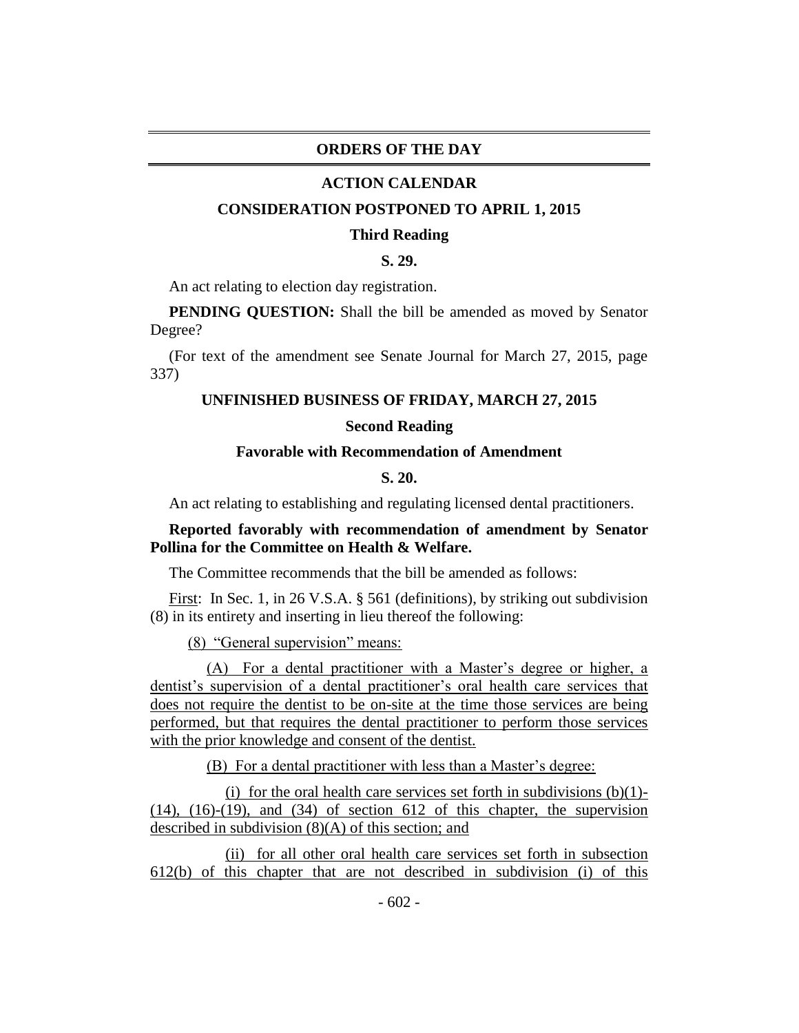## ORDERS OF THE DAY

### ACTION CALENDAR

### CONSIDERATION POSTPONED TO APRIL 1, 2015

**Third Reading**

**S. 29.**

An act relating to election day registration.

**PENDING QUESTION:** Shall the bill be amended as moved by Senator Degree?

(For text of the amendment see Senate Journal for March 27, 2015, page 337)

### UNFINISHED BUSINESS OF FRIDAY, MARCH 27, 2015

**Second Reading**

**Favorable with Recommendation of Amendment**

**S. 20.**

An act relating to establishing and regulating licensed dental practitioners.

**Reported favorably with recommendation of amendment by Senator Pollina for the Committee on Health & Welfare.**

The Committee recommends that the bill be amended as follows:

First: In Sec. 1, in 26 V.S.A. § 561 (definitions), by striking out subdivision (8) in its entirety and inserting in lieu thereof the following:

(8) "General supervision" means:

(A) For a dental practitioner with a Master's degree or higher, a dentist's supervision of a dental practitioner's oral health care services that does not require the dentist to be on-site at the time those services are being performed, but that requires the dental practitioner to perform those services with the prior knowledge and consent of the dentist.

(B) For a dental practitioner with less than a Master's degree:

(i) for the oral health care services set forth in subdivisions (b)(1)-(14), (16)-(19), and (34) of section 612 of this chapter, the supervision described in subdivision (8)(A) of this section; and

(ii) for all other oral health care services set forth in subsection 612(b) of this chapter that are not described in subdivision (i) of this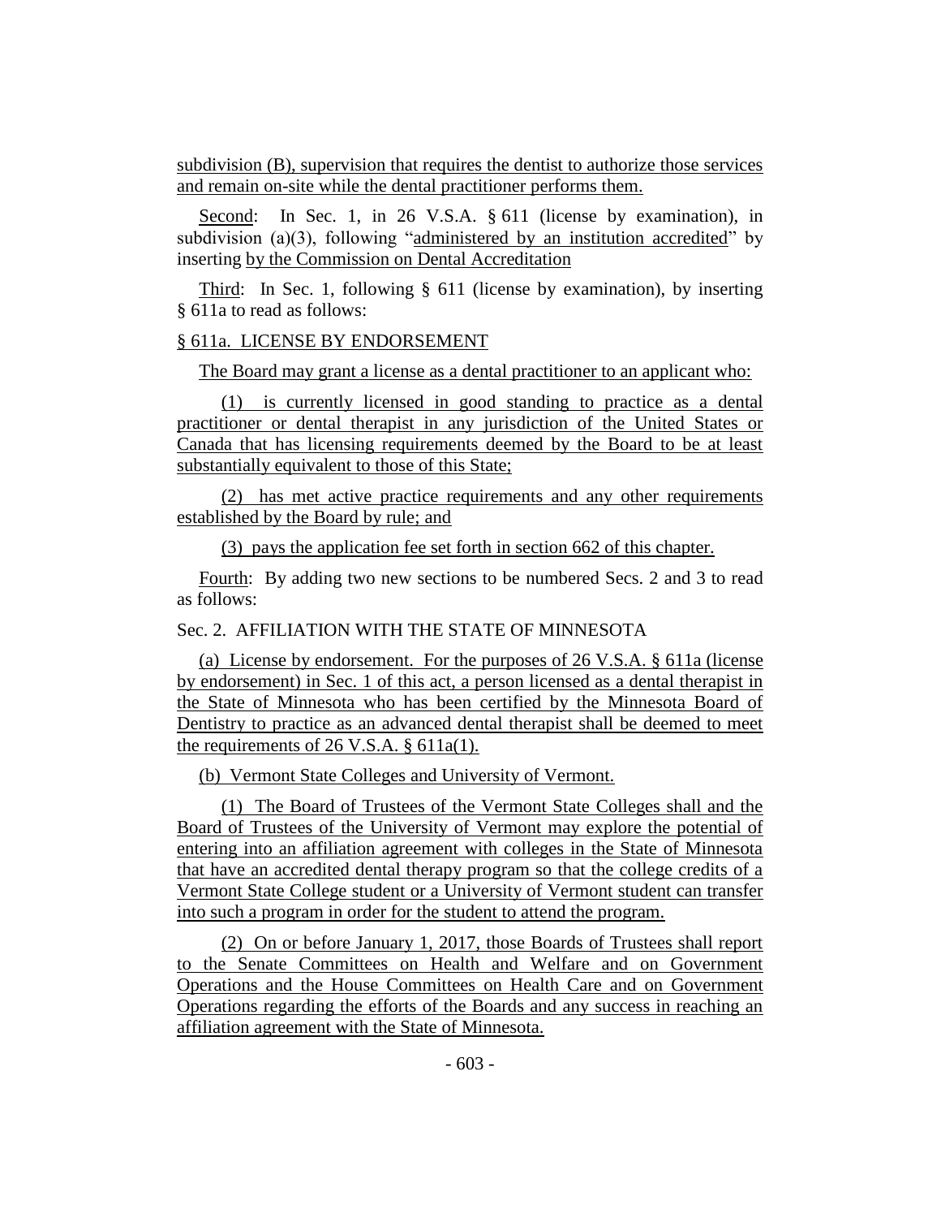subdivision (B), supervision that requires the dentist to authorize those services and remain on-site while the dental practitioner performs them.

Second: In Sec. 1, in 26 V.S.A. § 611 (license by examination), in subdivision (a)(3), following "administered by an institution accredited" by inserting by the Commission on Dental Accreditation

Third: In Sec. 1, following § 611 (license by examination), by inserting § 611a to read as follows:

§ 611a. LICENSE BY ENDORSEMENT

The Board may grant a license as a dental practitioner to an applicant who:

(1) is currently licensed in good standing to practice as a dental practitioner or dental therapist in any jurisdiction of the United States or Canada that has licensing requirements deemed by the Board to be at least substantially equivalent to those of this State;

(2) has met active practice requirements and any other requirements established by the Board by rule; and

(3) pays the application fee set forth in section 662 of this chapter.

Fourth: By adding two new sections to be numbered Secs. 2 and 3 to read as follows:

Sec. 2. AFFILIATION WITH THE STATE OF MINNESOTA

(a) License by endorsement. For the purposes of 26 V.S.A. § 611a (license by endorsement) in Sec. 1 of this act, a person licensed as a dental therapist in the State of Minnesota who has been certified by the Minnesota Board of Dentistry to practice as an advanced dental therapist shall be deemed to meet the requirements of 26 V.S.A. § 611a(1).

(b) Vermont State Colleges and University of Vermont.

(1) The Board of Trustees of the Vermont State Colleges shall and the Board of Trustees of the University of Vermont may explore the potential of entering into an affiliation agreement with colleges in the State of Minnesota that have an accredited dental therapy program so that the college credits of a Vermont State College student or a University of Vermont student can transfer into such a program in order for the student to attend the program.

(2) On or before January 1, 2017, those Boards of Trustees shall report to the Senate Committees on Health and Welfare and on Government Operations and the House Committees on Health Care and on Government Operations regarding the efforts of the Boards and any success in reaching an affiliation agreement with the State of Minnesota.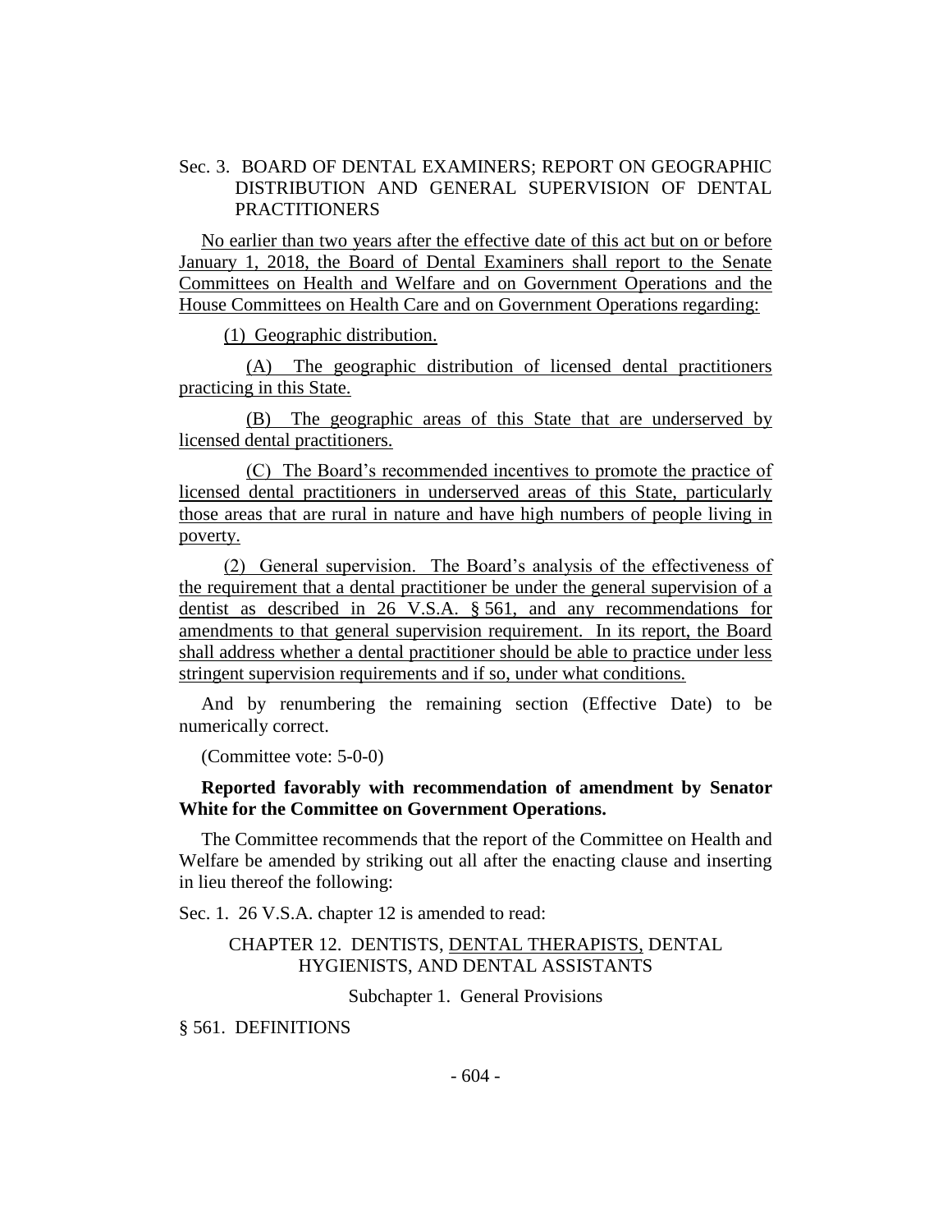Sec. 3. BOARD OF DENTAL EXAMINERS; REPORT ON GEOGRAPHIC DISTRIBUTION AND GENERAL SUPERVISION OF DENTAL PRACTITIONERS

No earlier than two years after the effective date of this act but on or before January 1, 2018, the Board of Dental Examiners shall report to the Senate Committees on Health and Welfare and on Government Operations and the House Committees on Health Care and on Government Operations regarding:

(1) Geographic distribution.

(A) The geographic distribution of licensed dental practitioners practicing in this State.

(B) The geographic areas of this State that are underserved by licensed dental practitioners.

(C) The Board's recommended incentives to promote the practice of licensed dental practitioners in underserved areas of this State, particularly those areas that are rural in nature and have high numbers of people living in poverty.

(2) General supervision. The Board's analysis of the effectiveness of the requirement that a dental practitioner be under the general supervision of a dentist as described in 26 V.S.A. § 561, and any recommendations for amendments to that general supervision requirement. In its report, the Board shall address whether a dental practitioner should be able to practice under less stringent supervision requirements and if so, under what conditions.

And by renumbering the remaining section (Effective Date) to be numerically correct.

(Committee vote: 5-0-0)

**Reported favorably with recommendation of amendment by Senator White for the Committee on Government Operations.**

The Committee recommends that the report of the Committee on Health and Welfare be amended by striking out all after the enacting clause and inserting in lieu thereof the following:

Sec. 1. 26 V.S.A. chapter 12 is amended to read:

CHAPTER 12. DENTISTS, DENTAL THERAPISTS, DENTAL HYGIENISTS, AND DENTAL ASSISTANTS

Subchapter 1. General Provisions

§ 561. DEFINITIONS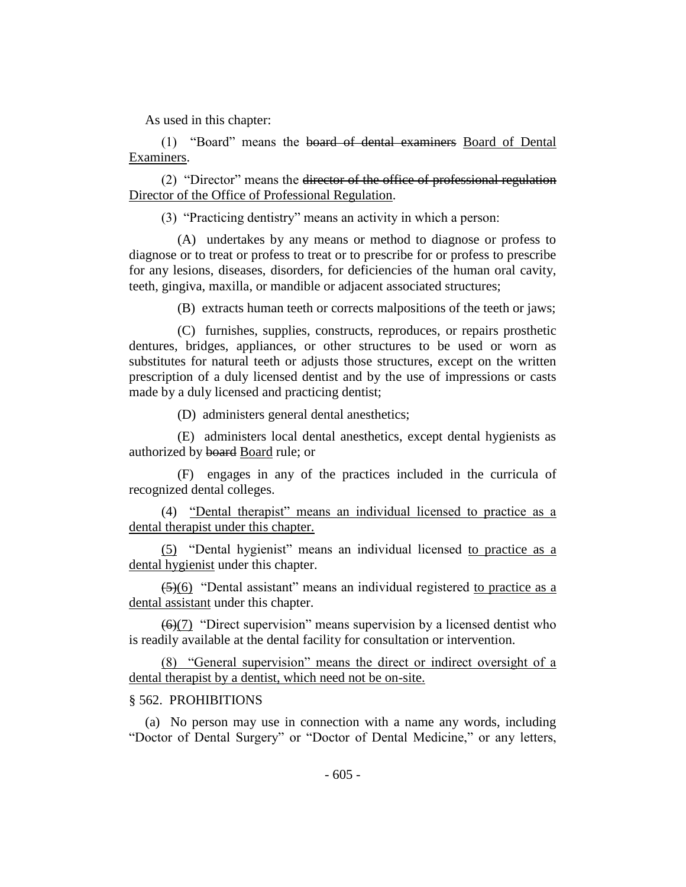As used in this chapter:

(1) "Board" means the ~~board of dental examiners~~ Board of Dental Examiners.

(2) "Director" means the ~~director of the office of professional regulation~~ Director of the Office of Professional Regulation.

(3) "Practicing dentistry" means an activity in which a person:

(A) undertakes by any means or method to diagnose or profess to diagnose or to treat or profess to treat or to prescribe for or profess to prescribe for any lesions, diseases, disorders, for deficiencies of the human oral cavity, teeth, gingiva, maxilla, or mandible or adjacent associated structures;

(B) extracts human teeth or corrects malpositions of the teeth or jaws;

(C) furnishes, supplies, constructs, reproduces, or repairs prosthetic dentures, bridges, appliances, or other structures to be used or worn as substitutes for natural teeth or adjusts those structures, except on the written prescription of a duly licensed dentist and by the use of impressions or casts made by a duly licensed and practicing dentist;

(D) administers general dental anesthetics;

(E) administers local dental anesthetics, except dental hygienists as authorized by ~~board~~ Board rule; or

(F) engages in any of the practices included in the curricula of recognized dental colleges.

(4) "Dental therapist" means an individual licensed to practice as a dental therapist under this chapter.

(5) "Dental hygienist" means an individual licensed to practice as a dental hygienist under this chapter.

~~(5)~~(6) "Dental assistant" means an individual registered to practice as a dental assistant under this chapter.

~~(6)~~(7) "Direct supervision" means supervision by a licensed dentist who is readily available at the dental facility for consultation or intervention.

(8) "General supervision" means the direct or indirect oversight of a dental therapist by a dentist, which need not be on-site.

§ 562. PROHIBITIONS

(a) No person may use in connection with a name any words, including "Doctor of Dental Surgery" or "Doctor of Dental Medicine," or any letters,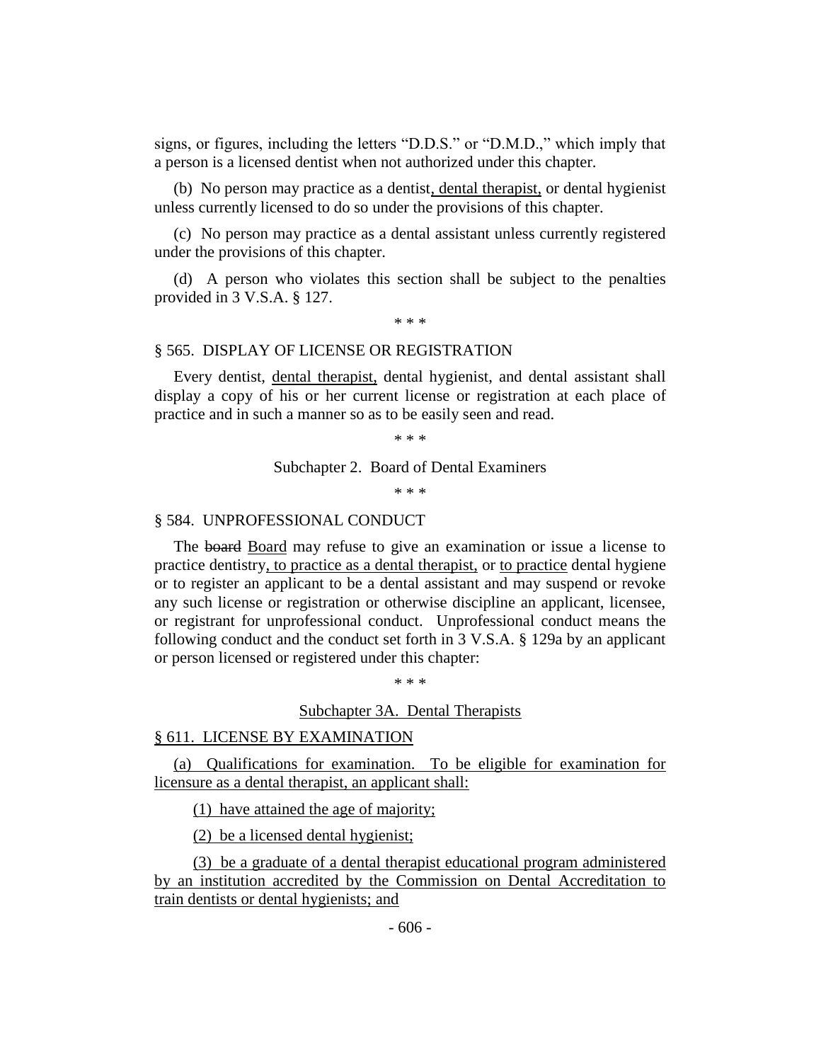signs, or figures, including the letters "D.D.S." or "D.M.D.," which imply that a person is a licensed dentist when not authorized under this chapter.

(b) No person may practice as a dentist, dental therapist, or dental hygienist unless currently licensed to do so under the provisions of this chapter.

(c) No person may practice as a dental assistant unless currently registered under the provisions of this chapter.

(d) A person who violates this section shall be subject to the penalties provided in 3 V.S.A. § 127.

\* \* \*

§ 565. DISPLAY OF LICENSE OR REGISTRATION

Every dentist, dental therapist, dental hygienist, and dental assistant shall display a copy of his or her current license or registration at each place of practice and in such a manner so as to be easily seen and read.

\* \* \*

Subchapter 2. Board of Dental Examiners

\* \* \*

§ 584. UNPROFESSIONAL CONDUCT

The ~~board~~ Board may refuse to give an examination or issue a license to practice dentistry, to practice as a dental therapist, or to practice dental hygiene or to register an applicant to be a dental assistant and may suspend or revoke any such license or registration or otherwise discipline an applicant, licensee, or registrant for unprofessional conduct. Unprofessional conduct means the following conduct and the conduct set forth in 3 V.S.A. § 129a by an applicant or person licensed or registered under this chapter:

\* \* \*

Subchapter 3A. Dental Therapists

§ 611. LICENSE BY EXAMINATION

(a) Qualifications for examination. To be eligible for examination for licensure as a dental therapist, an applicant shall:

(1) have attained the age of majority;

(2) be a licensed dental hygienist;

(3) be a graduate of a dental therapist educational program administered by an institution accredited by the Commission on Dental Accreditation to train dentists or dental hygienists; and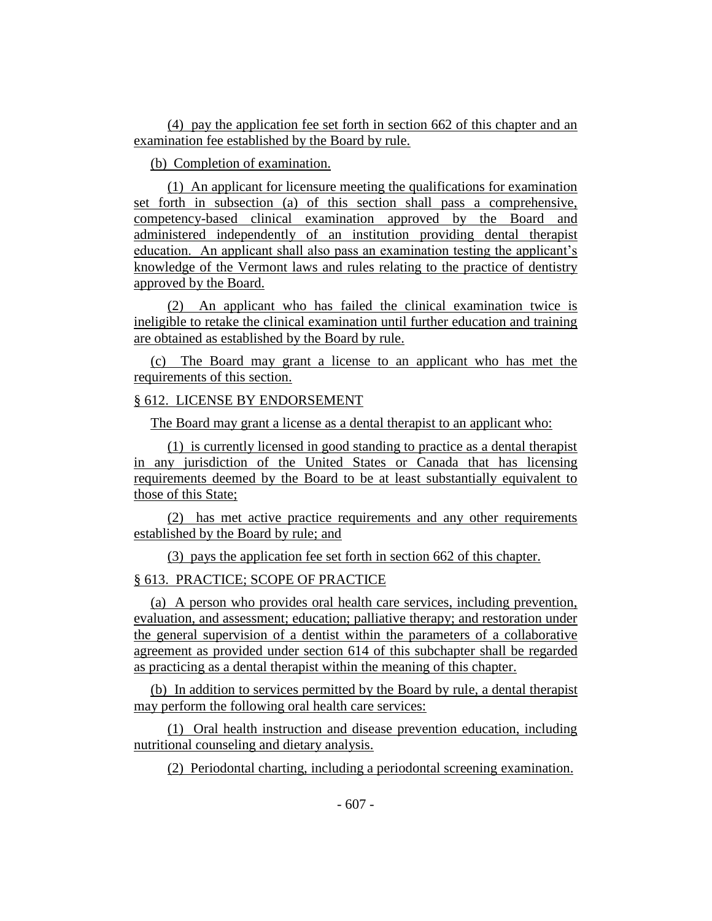(4) pay the application fee set forth in section 662 of this chapter and an examination fee established by the Board by rule.

(b) Completion of examination.

(1) An applicant for licensure meeting the qualifications for examination set forth in subsection (a) of this section shall pass a comprehensive, competency-based clinical examination approved by the Board and administered independently of an institution providing dental therapist education. An applicant shall also pass an examination testing the applicant's knowledge of the Vermont laws and rules relating to the practice of dentistry approved by the Board.

(2) An applicant who has failed the clinical examination twice is ineligible to retake the clinical examination until further education and training are obtained as established by the Board by rule.

(c) The Board may grant a license to an applicant who has met the requirements of this section.

§ 612. LICENSE BY ENDORSEMENT

The Board may grant a license as a dental therapist to an applicant who:

(1) is currently licensed in good standing to practice as a dental therapist in any jurisdiction of the United States or Canada that has licensing requirements deemed by the Board to be at least substantially equivalent to those of this State;

(2) has met active practice requirements and any other requirements established by the Board by rule; and

(3) pays the application fee set forth in section 662 of this chapter.

§ 613. PRACTICE; SCOPE OF PRACTICE

(a) A person who provides oral health care services, including prevention, evaluation, and assessment; education; palliative therapy; and restoration under the general supervision of a dentist within the parameters of a collaborative agreement as provided under section 614 of this subchapter shall be regarded as practicing as a dental therapist within the meaning of this chapter.

(b) In addition to services permitted by the Board by rule, a dental therapist may perform the following oral health care services:

(1) Oral health instruction and disease prevention education, including nutritional counseling and dietary analysis.

(2) Periodontal charting, including a periodontal screening examination.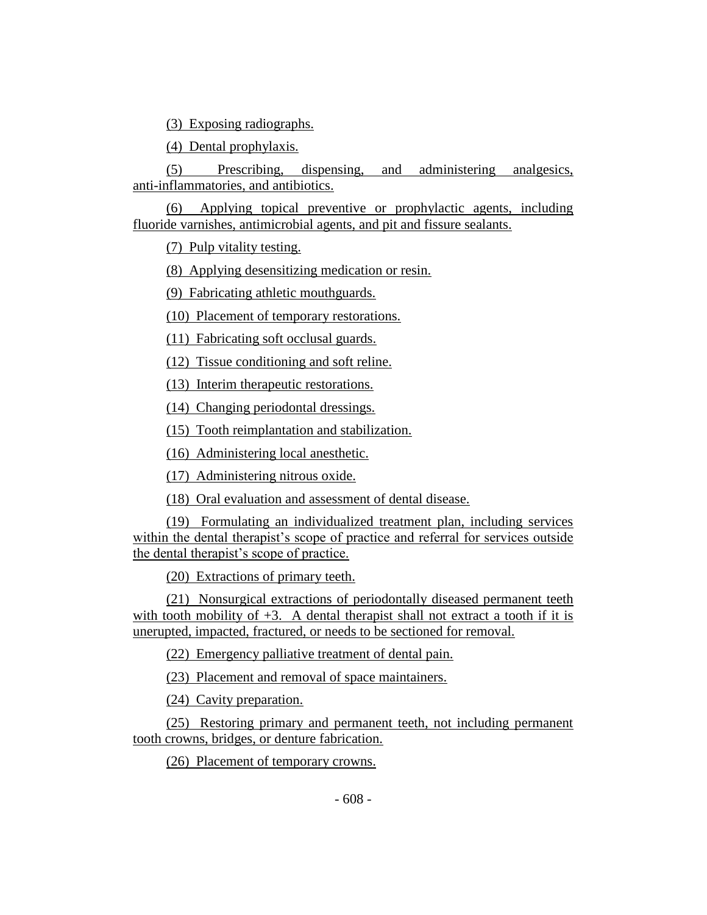(3) Exposing radiographs.

(4) Dental prophylaxis.

(5) Prescribing, dispensing, and administering analgesics, anti-inflammatories, and antibiotics.

(6) Applying topical preventive or prophylactic agents, including fluoride varnishes, antimicrobial agents, and pit and fissure sealants.

(7) Pulp vitality testing.

(8) Applying desensitizing medication or resin.

(9) Fabricating athletic mouthguards.

(10) Placement of temporary restorations.

(11) Fabricating soft occlusal guards.

(12) Tissue conditioning and soft reline.

(13) Interim therapeutic restorations.

(14) Changing periodontal dressings.

(15) Tooth reimplantation and stabilization.

(16) Administering local anesthetic.

(17) Administering nitrous oxide.

(18) Oral evaluation and assessment of dental disease.

(19) Formulating an individualized treatment plan, including services within the dental therapist's scope of practice and referral for services outside the dental therapist's scope of practice.

(20) Extractions of primary teeth.

(21) Nonsurgical extractions of periodontally diseased permanent teeth with tooth mobility of +3. A dental therapist shall not extract a tooth if it is unerupted, impacted, fractured, or needs to be sectioned for removal.

(22) Emergency palliative treatment of dental pain.

(23) Placement and removal of space maintainers.

(24) Cavity preparation.

(25) Restoring primary and permanent teeth, not including permanent tooth crowns, bridges, or denture fabrication.

(26) Placement of temporary crowns.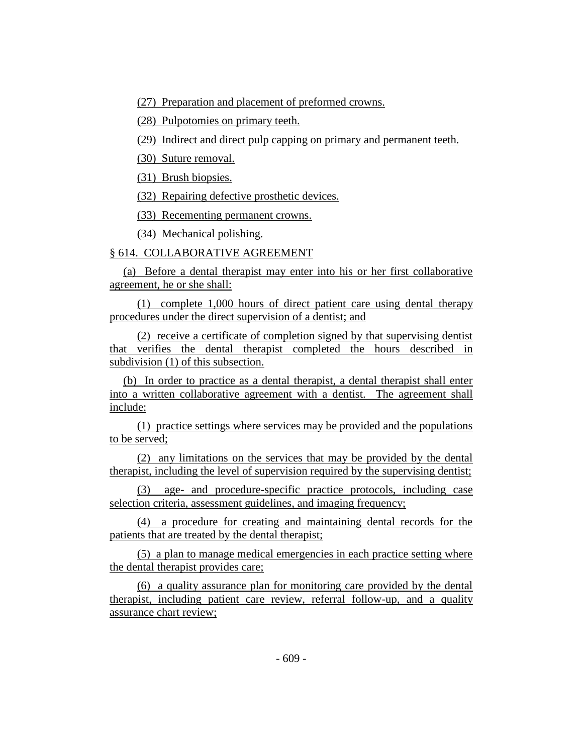(27) Preparation and placement of preformed crowns.

(28) Pulpotomies on primary teeth.

(29) Indirect and direct pulp capping on primary and permanent teeth.

(30) Suture removal.

(31) Brush biopsies.

(32) Repairing defective prosthetic devices.

(33) Recementing permanent crowns.

(34) Mechanical polishing.

§ 614. COLLABORATIVE AGREEMENT

(a) Before a dental therapist may enter into his or her first collaborative agreement, he or she shall:

(1) complete 1,000 hours of direct patient care using dental therapy procedures under the direct supervision of a dentist; and

(2) receive a certificate of completion signed by that supervising dentist that verifies the dental therapist completed the hours described in subdivision (1) of this subsection.

(b) In order to practice as a dental therapist, a dental therapist shall enter into a written collaborative agreement with a dentist. The agreement shall include:

(1) practice settings where services may be provided and the populations to be served;

(2) any limitations on the services that may be provided by the dental therapist, including the level of supervision required by the supervising dentist;

(3) age- and procedure-specific practice protocols, including case selection criteria, assessment guidelines, and imaging frequency;

(4) a procedure for creating and maintaining dental records for the patients that are treated by the dental therapist;

(5) a plan to manage medical emergencies in each practice setting where the dental therapist provides care;

(6) a quality assurance plan for monitoring care provided by the dental therapist, including patient care review, referral follow-up, and a quality assurance chart review;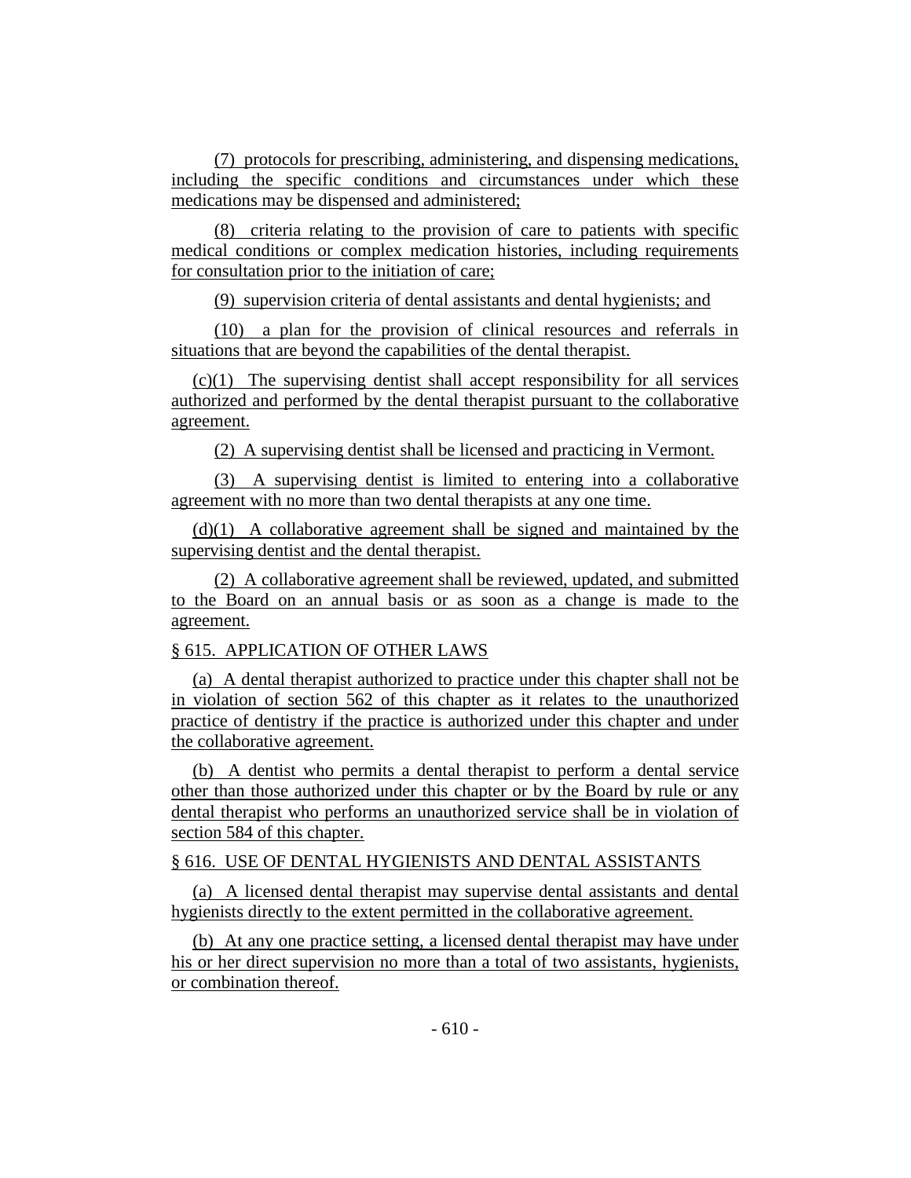(7) protocols for prescribing, administering, and dispensing medications, including the specific conditions and circumstances under which these medications may be dispensed and administered;

(8) criteria relating to the provision of care to patients with specific medical conditions or complex medication histories, including requirements for consultation prior to the initiation of care;

(9) supervision criteria of dental assistants and dental hygienists; and

(10) a plan for the provision of clinical resources and referrals in situations that are beyond the capabilities of the dental therapist.

(c)(1) The supervising dentist shall accept responsibility for all services authorized and performed by the dental therapist pursuant to the collaborative agreement.

(2) A supervising dentist shall be licensed and practicing in Vermont.

(3) A supervising dentist is limited to entering into a collaborative agreement with no more than two dental therapists at any one time.

(d)(1) A collaborative agreement shall be signed and maintained by the supervising dentist and the dental therapist.

(2) A collaborative agreement shall be reviewed, updated, and submitted to the Board on an annual basis or as soon as a change is made to the agreement.

§ 615. APPLICATION OF OTHER LAWS

(a) A dental therapist authorized to practice under this chapter shall not be in violation of section 562 of this chapter as it relates to the unauthorized practice of dentistry if the practice is authorized under this chapter and under the collaborative agreement.

(b) A dentist who permits a dental therapist to perform a dental service other than those authorized under this chapter or by the Board by rule or any dental therapist who performs an unauthorized service shall be in violation of section 584 of this chapter.

§ 616. USE OF DENTAL HYGIENISTS AND DENTAL ASSISTANTS

(a) A licensed dental therapist may supervise dental assistants and dental hygienists directly to the extent permitted in the collaborative agreement.

(b) At any one practice setting, a licensed dental therapist may have under his or her direct supervision no more than a total of two assistants, hygienists, or combination thereof.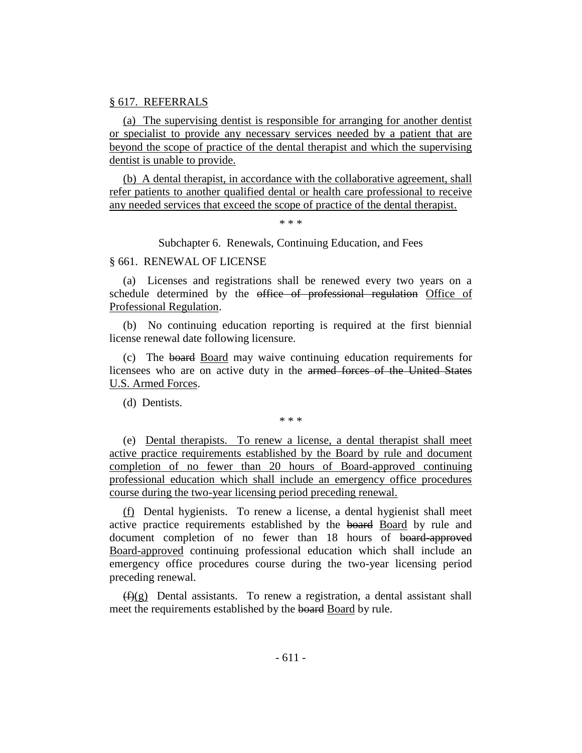§ 617. REFERRALS

(a) The supervising dentist is responsible for arranging for another dentist or specialist to provide any necessary services needed by a patient that are beyond the scope of practice of the dental therapist and which the supervising dentist is unable to provide.

(b) A dental therapist, in accordance with the collaborative agreement, shall refer patients to another qualified dental or health care professional to receive any needed services that exceed the scope of practice of the dental therapist.

\* \* \*

Subchapter 6. Renewals, Continuing Education, and Fees

§ 661. RENEWAL OF LICENSE

(a) Licenses and registrations shall be renewed every two years on a schedule determined by the ~~office of professional regulation~~ Office of Professional Regulation.

(b) No continuing education reporting is required at the first biennial license renewal date following licensure.

(c) The ~~board~~ Board may waive continuing education requirements for licensees who are on active duty in the ~~armed forces of the United States~~ U.S. Armed Forces.

(d) Dentists.

\* \* \*

(e) Dental therapists. To renew a license, a dental therapist shall meet active practice requirements established by the Board by rule and document completion of no fewer than 20 hours of Board-approved continuing professional education which shall include an emergency office procedures course during the two-year licensing period preceding renewal.

(f) Dental hygienists. To renew a license, a dental hygienist shall meet active practice requirements established by the ~~board~~ Board by rule and document completion of no fewer than 18 hours of ~~board-approved~~ Board-approved continuing professional education which shall include an emergency office procedures course during the two-year licensing period preceding renewal.

~~(f)~~(g) Dental assistants. To renew a registration, a dental assistant shall meet the requirements established by the ~~board~~ Board by rule.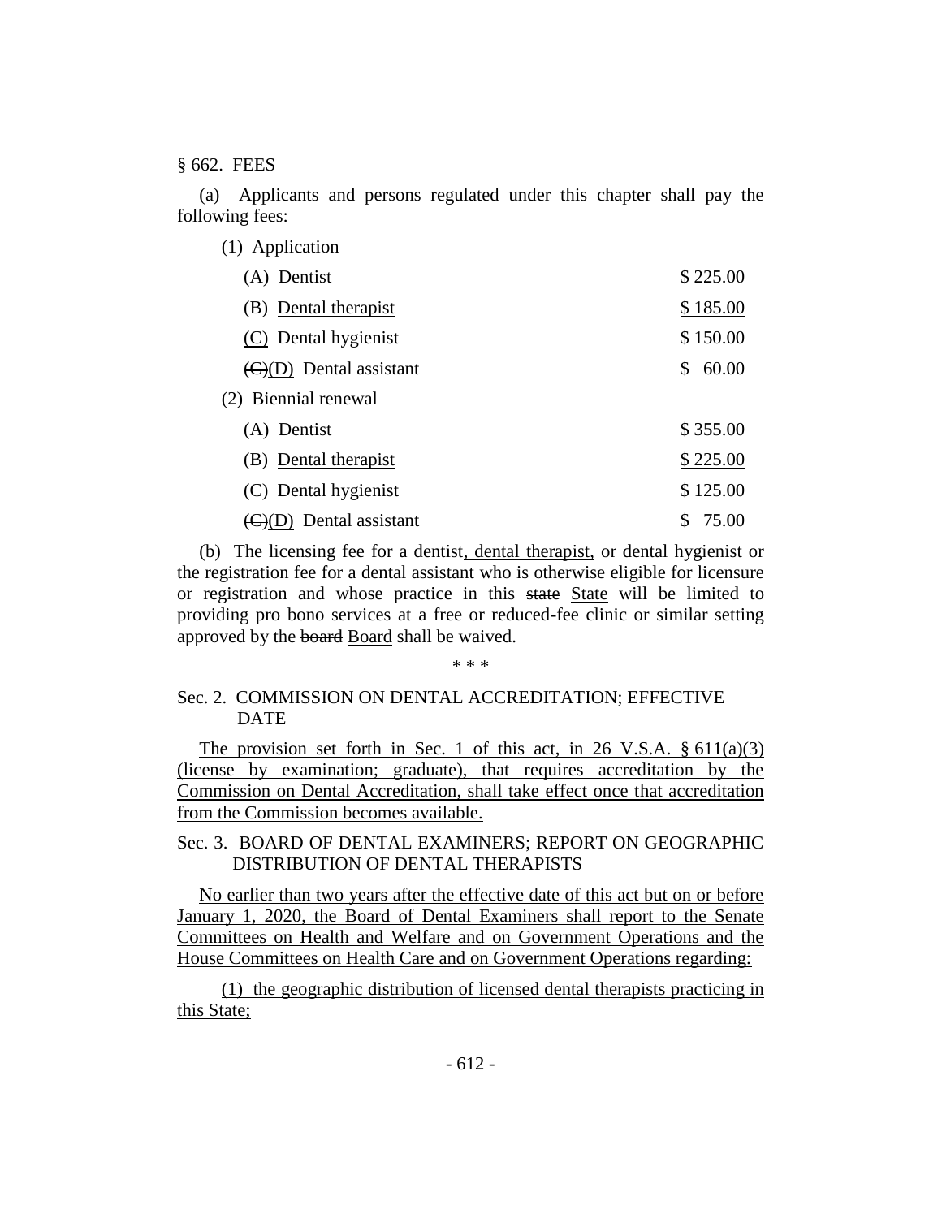§ 662. FEES

(a) Applicants and persons regulated under this chapter shall pay the following fees:

(1) Application

| | |
|---|---|
| (A) Dentist | $ 225.00 |
| (B) <u>Dental therapist</u> | <u>$ 185.00</u> |
| <u>(C)</u> Dental hygienist | $ 150.00 |
| ~~(C)~~<u>(D)</u> Dental assistant | $ 60.00 |

(2) Biennial renewal

| | |
|---|---|
| (A) Dentist | $ 355.00 |
| (B) <u>Dental therapist</u> | <u>$ 225.00</u> |
| <u>(C)</u> Dental hygienist | $ 125.00 |
| ~~(C)~~<u>(D)</u> Dental assistant | $ 75.00 |

(b) The licensing fee for a dentist<u>, dental therapist,</u> or dental hygienist or the registration fee for a dental assistant who is otherwise eligible for licensure or registration and whose practice in this ~~state~~ <u>State</u> will be limited to providing pro bono services at a free or reduced-fee clinic or similar setting approved by the ~~board~~ <u>Board</u> shall be waived.

\* \* \*

Sec. 2. COMMISSION ON DENTAL ACCREDITATION; EFFECTIVE DATE

<u>The provision set forth in Sec. 1 of this act, in 26 V.S.A. § 611(a)(3) (license by examination; graduate), that requires accreditation by the Commission on Dental Accreditation, shall take effect once that accreditation from the Commission becomes available.</u>

Sec. 3. BOARD OF DENTAL EXAMINERS; REPORT ON GEOGRAPHIC DISTRIBUTION OF DENTAL THERAPISTS

<u>No earlier than two years after the effective date of this act but on or before January 1, 2020, the Board of Dental Examiners shall report to the Senate Committees on Health and Welfare and on Government Operations and the House Committees on Health Care and on Government Operations regarding:</u>

<u>(1) the geographic distribution of licensed dental therapists practicing in this State;</u>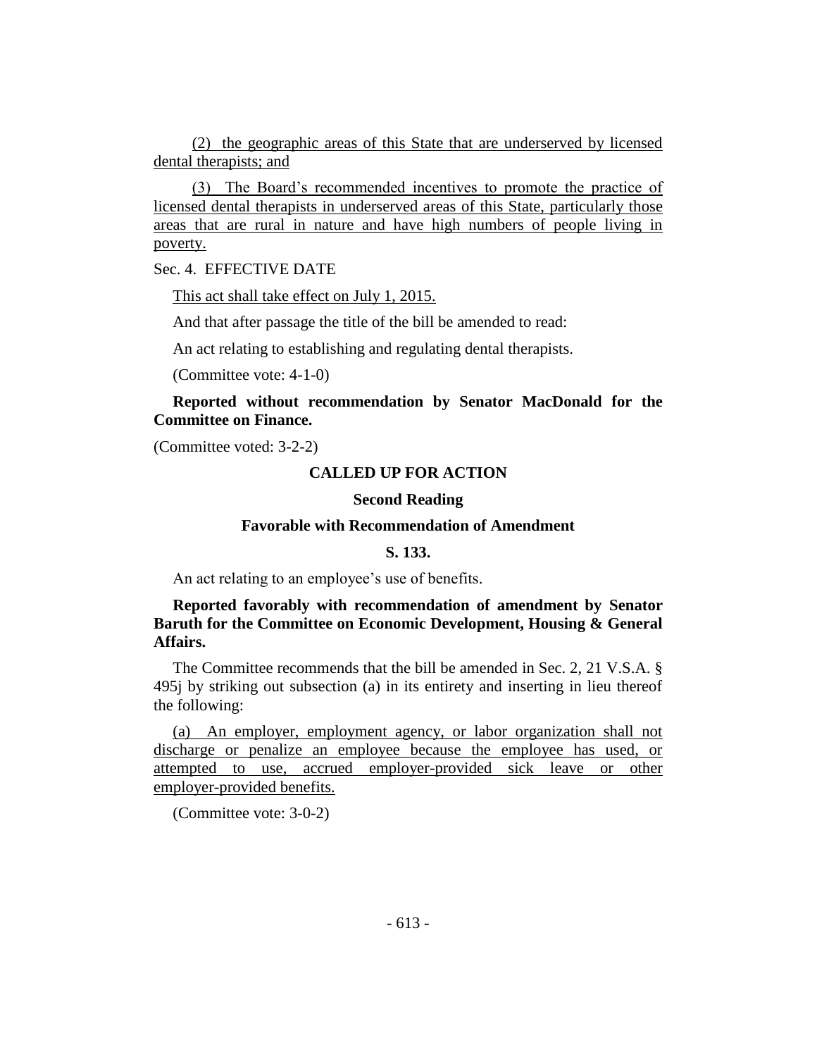(2) the geographic areas of this State that are underserved by licensed dental therapists; and

(3) The Board's recommended incentives to promote the practice of licensed dental therapists in underserved areas of this State, particularly those areas that are rural in nature and have high numbers of people living in poverty.

Sec. 4. EFFECTIVE DATE

This act shall take effect on July 1, 2015.

And that after passage the title of the bill be amended to read:

An act relating to establishing and regulating dental therapists.

(Committee vote: 4-1-0)

**Reported without recommendation by Senator MacDonald for the Committee on Finance.**

(Committee voted: 3-2-2)

**CALLED UP FOR ACTION**

**Second Reading**

**Favorable with Recommendation of Amendment**

**S. 133.**

An act relating to an employee's use of benefits.

**Reported favorably with recommendation of amendment by Senator Baruth for the Committee on Economic Development, Housing & General Affairs.**

The Committee recommends that the bill be amended in Sec. 2, 21 V.S.A. § 495j by striking out subsection (a) in its entirety and inserting in lieu thereof the following:

(a) An employer, employment agency, or labor organization shall not discharge or penalize an employee because the employee has used, or attempted to use, accrued employer-provided sick leave or other employer-provided benefits.

(Committee vote: 3-0-2)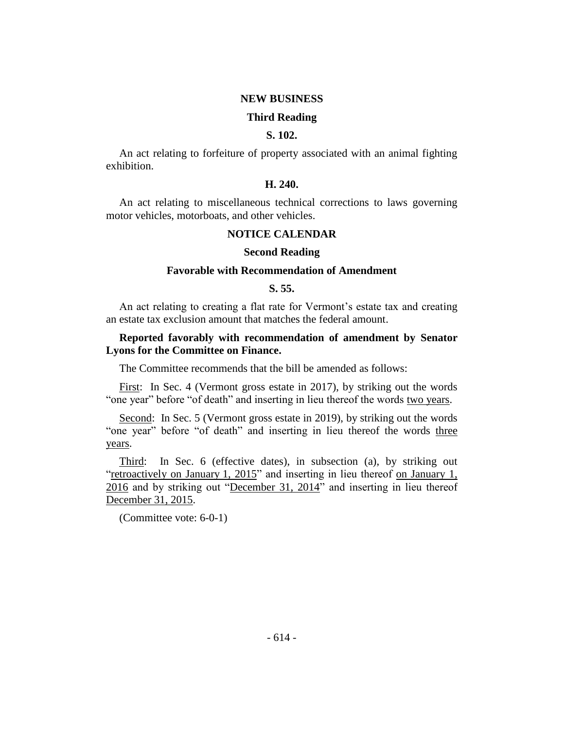## NEW BUSINESS

### Third Reading

### S. 102.

An act relating to forfeiture of property associated with an animal fighting exhibition.

### H. 240.

An act relating to miscellaneous technical corrections to laws governing motor vehicles, motorboats, and other vehicles.

## NOTICE CALENDAR

### Second Reading

### Favorable with Recommendation of Amendment

### S. 55.

An act relating to creating a flat rate for Vermont's estate tax and creating an estate tax exclusion amount that matches the federal amount.

**Reported favorably with recommendation of amendment by Senator Lyons for the Committee on Finance.**

The Committee recommends that the bill be amended as follows:

First: In Sec. 4 (Vermont gross estate in 2017), by striking out the words "one year" before "of death" and inserting in lieu thereof the words two years.

Second: In Sec. 5 (Vermont gross estate in 2019), by striking out the words "one year" before "of death" and inserting in lieu thereof the words three years.

Third: In Sec. 6 (effective dates), in subsection (a), by striking out "retroactively on January 1, 2015" and inserting in lieu thereof on January 1, 2016 and by striking out "December 31, 2014" and inserting in lieu thereof December 31, 2015.

(Committee vote: 6-0-1)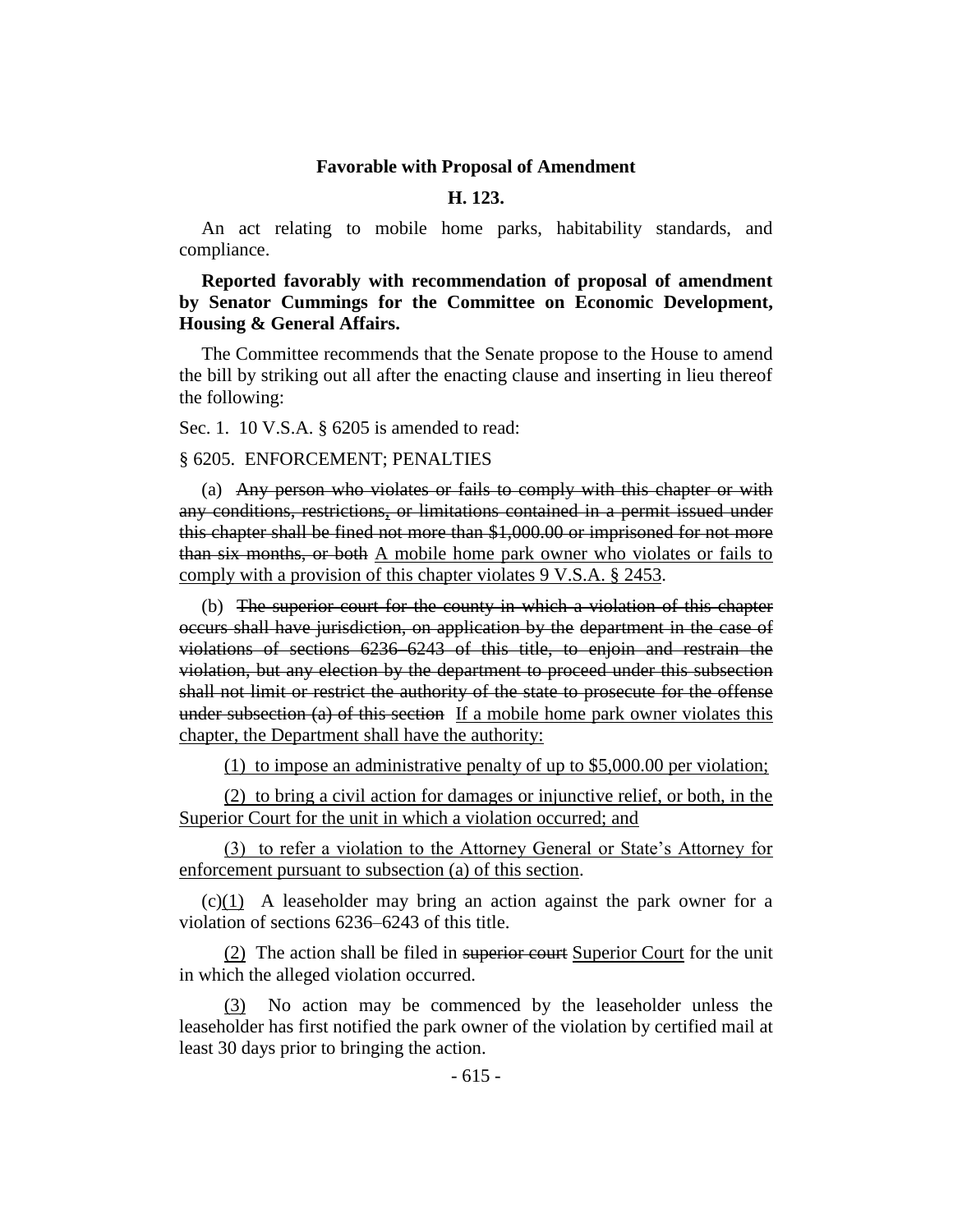**Favorable with Proposal of Amendment**

**H. 123.**

An act relating to mobile home parks, habitability standards, and compliance.

**Reported favorably with recommendation of proposal of amendment by Senator Cummings for the Committee on Economic Development, Housing & General Affairs.**

The Committee recommends that the Senate propose to the House to amend the bill by striking out all after the enacting clause and inserting in lieu thereof the following:

Sec. 1. 10 V.S.A. § 6205 is amended to read:

§ 6205. ENFORCEMENT; PENALTIES

(a) ~~Any person who violates or fails to comply with this chapter or with any conditions, restrictions, or limitations contained in a permit issued under this chapter shall be fined not more than \$1,000.00 or imprisoned for not more than six months, or both~~ <u>A mobile home park owner who violates or fails to comply with a provision of this chapter violates 9 V.S.A. § 2453</u>.

(b) ~~The superior court for the county in which a violation of this chapter occurs shall have jurisdiction, on application by the department in the case of violations of sections 6236–6243 of this title, to enjoin and restrain the violation, but any election by the department to proceed under this subsection shall not limit or restrict the authority of the state to prosecute for the offense under subsection (a) of this section~~ <u>If a mobile home park owner violates this chapter, the Department shall have the authority:</u>

<u>(1) to impose an administrative penalty of up to \$5,000.00 per violation;</u>

<u>(2) to bring a civil action for damages or injunctive relief, or both, in the Superior Court for the unit in which a violation occurred; and</u>

<u>(3) to refer a violation to the Attorney General or State's Attorney for enforcement pursuant to subsection (a) of this section</u>.

(c)<u>(1)</u> A leaseholder may bring an action against the park owner for a violation of sections 6236–6243 of this title.

<u>(2)</u> The action shall be filed in ~~superior court~~ <u>Superior Court</u> for the unit in which the alleged violation occurred.

<u>(3)</u> No action may be commenced by the leaseholder unless the leaseholder has first notified the park owner of the violation by certified mail at least 30 days prior to bringing the action.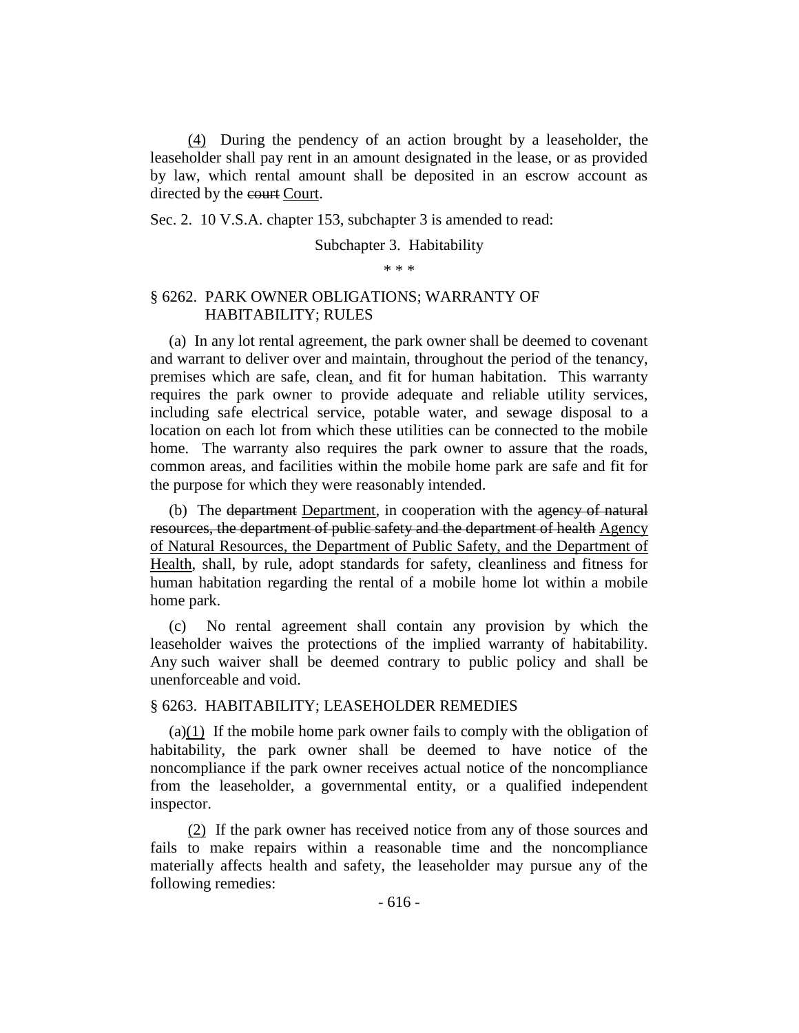(4) During the pendency of an action brought by a leaseholder, the leaseholder shall pay rent in an amount designated in the lease, or as provided by law, which rental amount shall be deposited in an escrow account as directed by the ~~court~~ Court.

Sec. 2. 10 V.S.A. chapter 153, subchapter 3 is amended to read:

Subchapter 3. Habitability

\* \* \*

§ 6262. PARK OWNER OBLIGATIONS; WARRANTY OF HABITABILITY; RULES

(a) In any lot rental agreement, the park owner shall be deemed to covenant and warrant to deliver over and maintain, throughout the period of the tenancy, premises which are safe, clean, and fit for human habitation. This warranty requires the park owner to provide adequate and reliable utility services, including safe electrical service, potable water, and sewage disposal to a location on each lot from which these utilities can be connected to the mobile home. The warranty also requires the park owner to assure that the roads, common areas, and facilities within the mobile home park are safe and fit for the purpose for which they were reasonably intended.

(b) The ~~department~~ Department, in cooperation with the ~~agency of natural resources, the department of public safety and the department of health~~ Agency of Natural Resources, the Department of Public Safety, and the Department of Health, shall, by rule, adopt standards for safety, cleanliness and fitness for human habitation regarding the rental of a mobile home lot within a mobile home park.

(c) No rental agreement shall contain any provision by which the leaseholder waives the protections of the implied warranty of habitability. Any such waiver shall be deemed contrary to public policy and shall be unenforceable and void.

§ 6263. HABITABILITY; LEASEHOLDER REMEDIES

(a)(1) If the mobile home park owner fails to comply with the obligation of habitability, the park owner shall be deemed to have notice of the noncompliance if the park owner receives actual notice of the noncompliance from the leaseholder, a governmental entity, or a qualified independent inspector.

(2) If the park owner has received notice from any of those sources and fails to make repairs within a reasonable time and the noncompliance materially affects health and safety, the leaseholder may pursue any of the following remedies: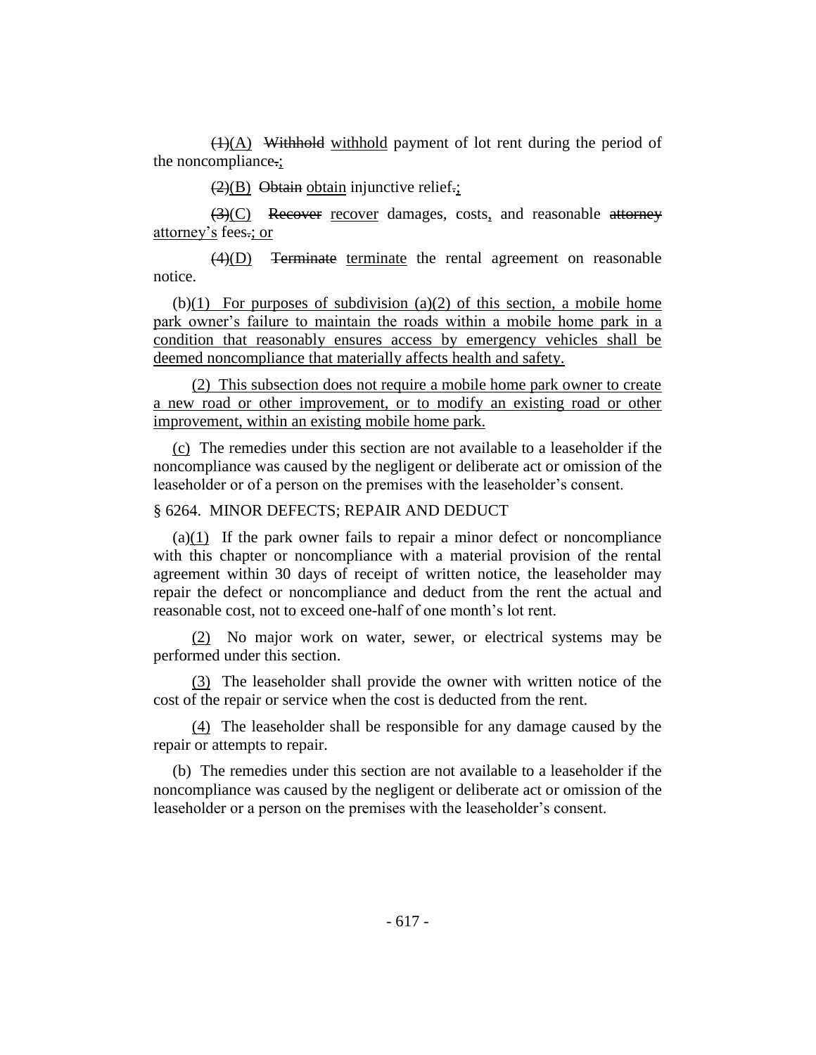~~(1)~~(A) ~~Withhold~~ withhold payment of lot rent during the period of the noncompliance~~.~~;

~~(2)~~(B) ~~Obtain~~ obtain injunctive relief~~.~~;

~~(3)~~(C) ~~Recover~~ recover damages, costs, and reasonable ~~attorney~~ attorney's fees~~.~~; or

~~(4)~~(D) ~~Terminate~~ terminate the rental agreement on reasonable notice.

(b)(1) For purposes of subdivision (a)(2) of this section, a mobile home park owner's failure to maintain the roads within a mobile home park in a condition that reasonably ensures access by emergency vehicles shall be deemed noncompliance that materially affects health and safety.

(2) This subsection does not require a mobile home park owner to create a new road or other improvement, or to modify an existing road or other improvement, within an existing mobile home park.

(c) The remedies under this section are not available to a leaseholder if the noncompliance was caused by the negligent or deliberate act or omission of the leaseholder or of a person on the premises with the leaseholder's consent.

§ 6264. MINOR DEFECTS; REPAIR AND DEDUCT

(a)(1) If the park owner fails to repair a minor defect or noncompliance with this chapter or noncompliance with a material provision of the rental agreement within 30 days of receipt of written notice, the leaseholder may repair the defect or noncompliance and deduct from the rent the actual and reasonable cost, not to exceed one-half of one month's lot rent.

(2) No major work on water, sewer, or electrical systems may be performed under this section.

(3) The leaseholder shall provide the owner with written notice of the cost of the repair or service when the cost is deducted from the rent.

(4) The leaseholder shall be responsible for any damage caused by the repair or attempts to repair.

(b) The remedies under this section are not available to a leaseholder if the noncompliance was caused by the negligent or deliberate act or omission of the leaseholder or a person on the premises with the leaseholder's consent.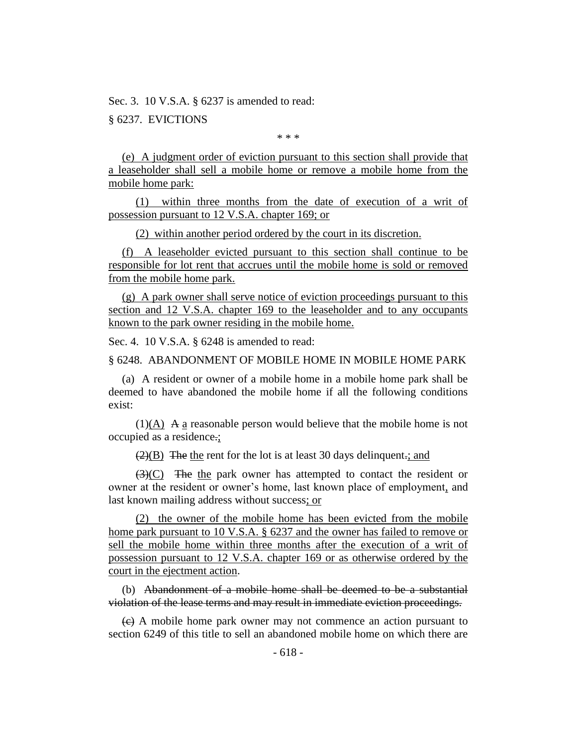Sec. 3. 10 V.S.A. § 6237 is amended to read:

§ 6237. EVICTIONS

\* \* \*

(e) A judgment order of eviction pursuant to this section shall provide that a leaseholder shall sell a mobile home or remove a mobile home from the mobile home park:

(1) within three months from the date of execution of a writ of possession pursuant to 12 V.S.A. chapter 169; or

(2) within another period ordered by the court in its discretion.

(f) A leaseholder evicted pursuant to this section shall continue to be responsible for lot rent that accrues until the mobile home is sold or removed from the mobile home park.

(g) A park owner shall serve notice of eviction proceedings pursuant to this section and 12 V.S.A. chapter 169 to the leaseholder and to any occupants known to the park owner residing in the mobile home.

Sec. 4. 10 V.S.A. § 6248 is amended to read:

§ 6248. ABANDONMENT OF MOBILE HOME IN MOBILE HOME PARK

(a) A resident or owner of a mobile home in a mobile home park shall be deemed to have abandoned the mobile home if all the following conditions exist:

(1)(A) ~~A~~ a reasonable person would believe that the mobile home is not occupied as a residence~~.~~;

~~(2)~~(B) ~~The~~ the rent for the lot is at least 30 days delinquent~~.~~; and

~~(3)~~(C) ~~The~~ the park owner has attempted to contact the resident or owner at the resident or owner's home, last known place of employment, and last known mailing address without success; or

(2) the owner of the mobile home has been evicted from the mobile home park pursuant to 10 V.S.A. § 6237 and the owner has failed to remove or sell the mobile home within three months after the execution of a writ of possession pursuant to 12 V.S.A. chapter 169 or as otherwise ordered by the court in the ejectment action.

(b) ~~Abandonment of a mobile home shall be deemed to be a substantial violation of the lease terms and may result in immediate eviction proceedings.~~

~~(c)~~ A mobile home park owner may not commence an action pursuant to section 6249 of this title to sell an abandoned mobile home on which there are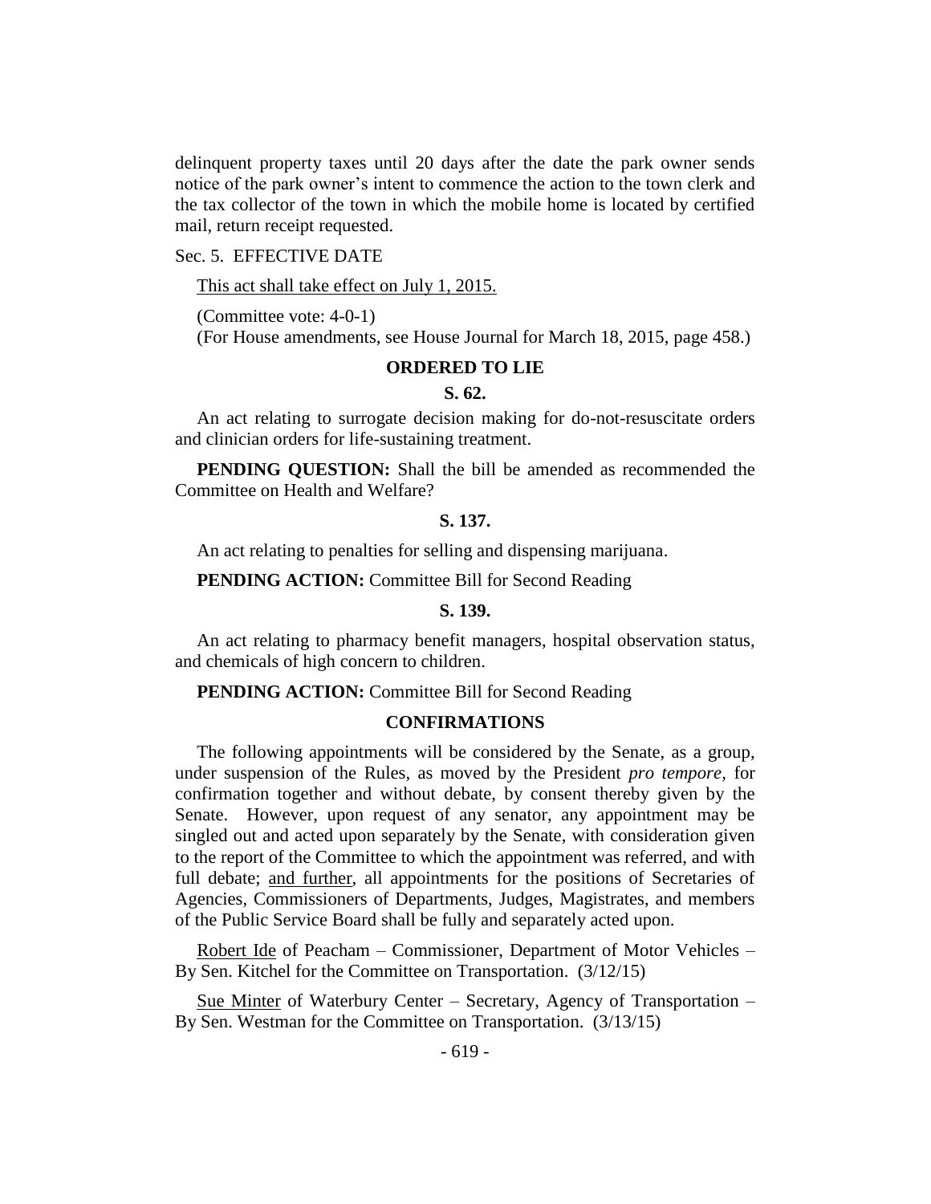delinquent property taxes until 20 days after the date the park owner sends notice of the park owner's intent to commence the action to the town clerk and the tax collector of the town in which the mobile home is located by certified mail, return receipt requested.

Sec. 5. EFFECTIVE DATE

This act shall take effect on July 1, 2015.

(Committee vote: 4-0-1)

(For House amendments, see House Journal for March 18, 2015, page 458.)

## ORDERED TO LIE

### S. 62.

An act relating to surrogate decision making for do-not-resuscitate orders and clinician orders for life-sustaining treatment.

**PENDING QUESTION:** Shall the bill be amended as recommended the Committee on Health and Welfare?

### S. 137.

An act relating to penalties for selling and dispensing marijuana.

**PENDING ACTION:** Committee Bill for Second Reading

### S. 139.

An act relating to pharmacy benefit managers, hospital observation status, and chemicals of high concern to children.

**PENDING ACTION:** Committee Bill for Second Reading

## CONFIRMATIONS

The following appointments will be considered by the Senate, as a group, under suspension of the Rules, as moved by the President *pro tempore,* for confirmation together and without debate, by consent thereby given by the Senate. However, upon request of any senator, any appointment may be singled out and acted upon separately by the Senate, with consideration given to the report of the Committee to which the appointment was referred, and with full debate; and further, all appointments for the positions of Secretaries of Agencies, Commissioners of Departments, Judges, Magistrates, and members of the Public Service Board shall be fully and separately acted upon.

Robert Ide of Peacham – Commissioner, Department of Motor Vehicles – By Sen. Kitchel for the Committee on Transportation. (3/12/15)

Sue Minter of Waterbury Center – Secretary, Agency of Transportation – By Sen. Westman for the Committee on Transportation. (3/13/15)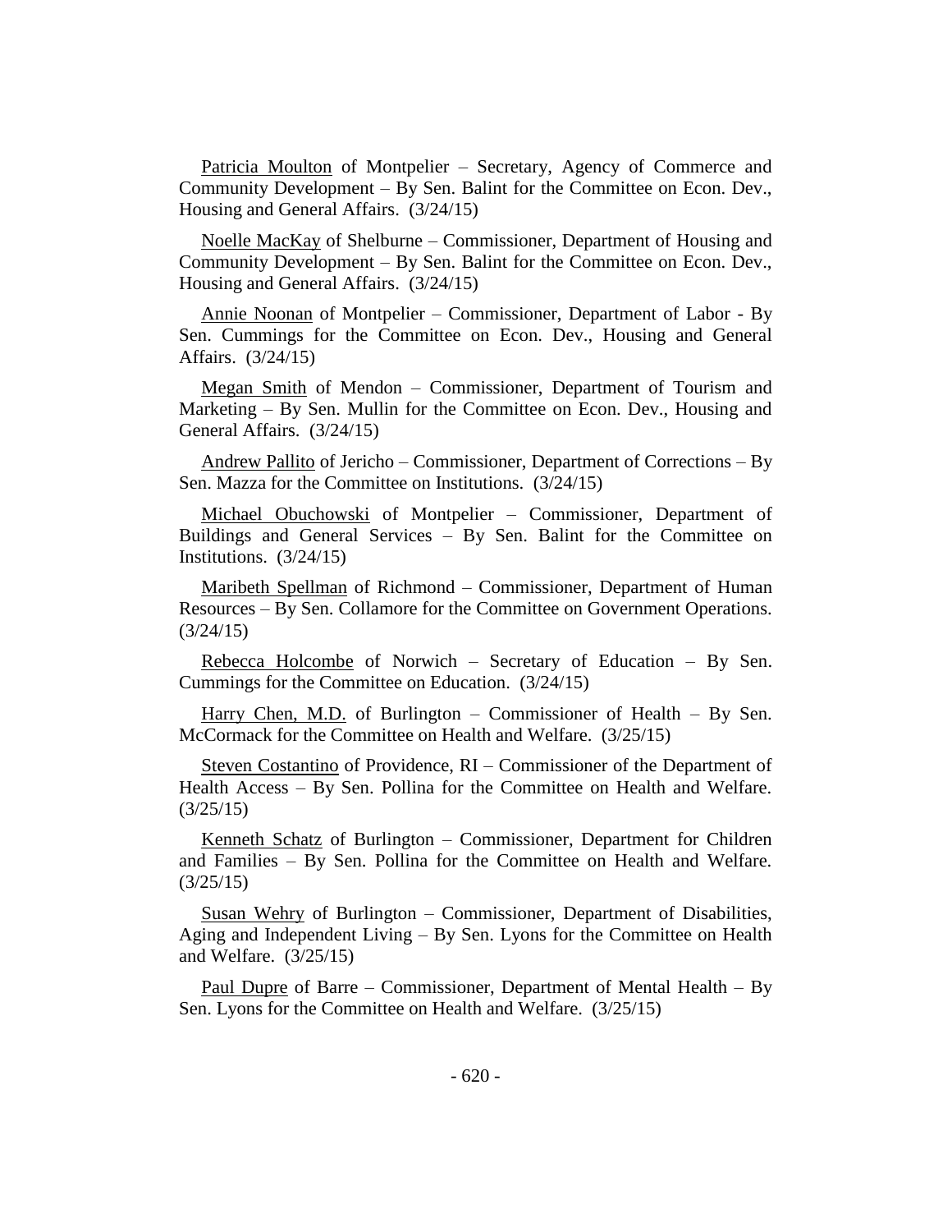Patricia Moulton of Montpelier – Secretary, Agency of Commerce and Community Development – By Sen. Balint for the Committee on Econ. Dev., Housing and General Affairs. (3/24/15)

Noelle MacKay of Shelburne – Commissioner, Department of Housing and Community Development – By Sen. Balint for the Committee on Econ. Dev., Housing and General Affairs. (3/24/15)

Annie Noonan of Montpelier – Commissioner, Department of Labor - By Sen. Cummings for the Committee on Econ. Dev., Housing and General Affairs. (3/24/15)

Megan Smith of Mendon – Commissioner, Department of Tourism and Marketing – By Sen. Mullin for the Committee on Econ. Dev., Housing and General Affairs. (3/24/15)

Andrew Pallito of Jericho – Commissioner, Department of Corrections – By Sen. Mazza for the Committee on Institutions. (3/24/15)

Michael Obuchowski of Montpelier – Commissioner, Department of Buildings and General Services – By Sen. Balint for the Committee on Institutions. (3/24/15)

Maribeth Spellman of Richmond – Commissioner, Department of Human Resources – By Sen. Collamore for the Committee on Government Operations. (3/24/15)

Rebecca Holcombe of Norwich – Secretary of Education – By Sen. Cummings for the Committee on Education. (3/24/15)

Harry Chen, M.D. of Burlington – Commissioner of Health – By Sen. McCormack for the Committee on Health and Welfare. (3/25/15)

Steven Costantino of Providence, RI – Commissioner of the Department of Health Access – By Sen. Pollina for the Committee on Health and Welfare. (3/25/15)

Kenneth Schatz of Burlington – Commissioner, Department for Children and Families – By Sen. Pollina for the Committee on Health and Welfare. (3/25/15)

Susan Wehry of Burlington – Commissioner, Department of Disabilities, Aging and Independent Living – By Sen. Lyons for the Committee on Health and Welfare. (3/25/15)

Paul Dupre of Barre – Commissioner, Department of Mental Health – By Sen. Lyons for the Committee on Health and Welfare. (3/25/15)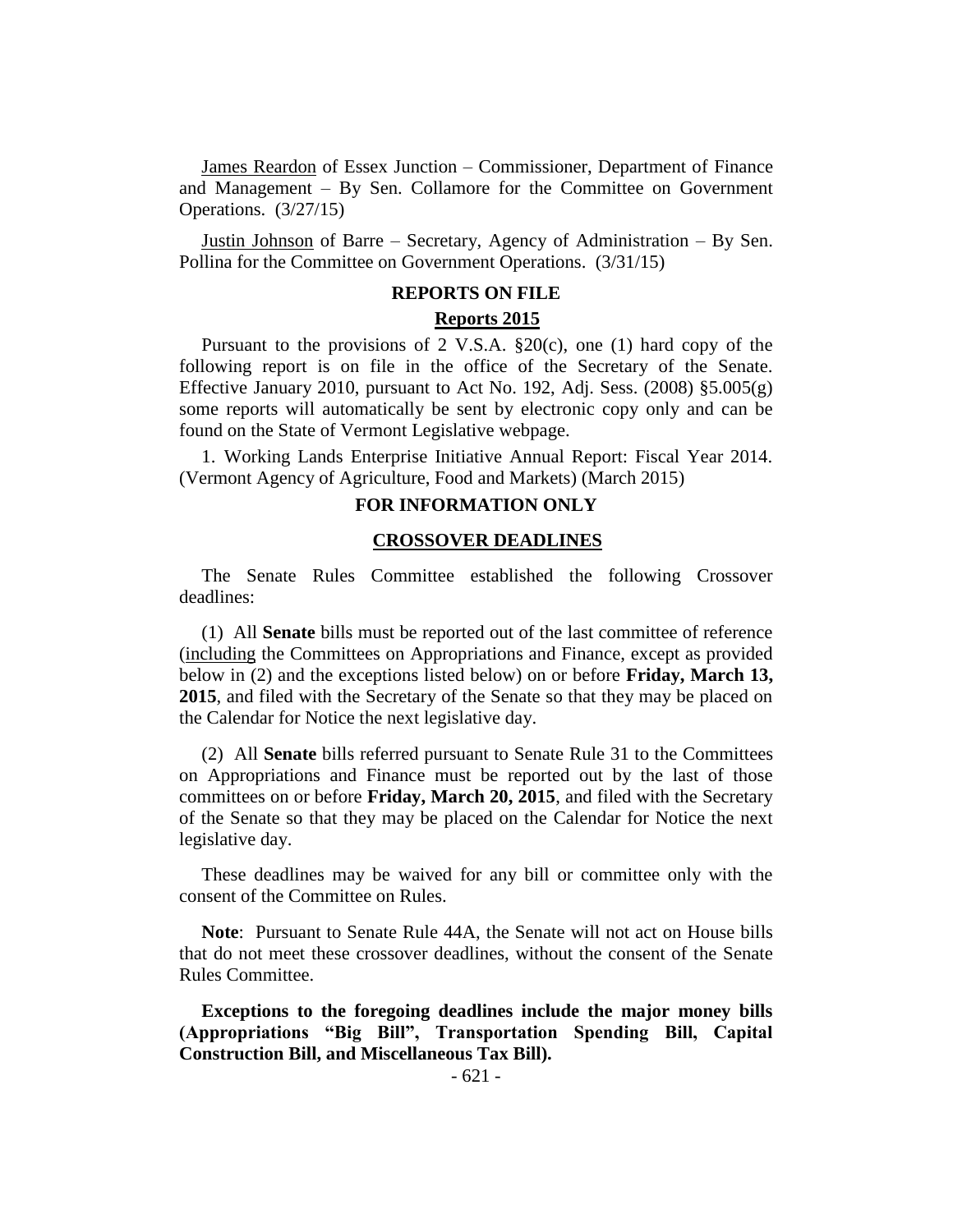James Reardon of Essex Junction – Commissioner, Department of Finance and Management – By Sen. Collamore for the Committee on Government Operations. (3/27/15)

Justin Johnson of Barre – Secretary, Agency of Administration – By Sen. Pollina for the Committee on Government Operations. (3/31/15)

## REPORTS ON FILE

### Reports 2015

Pursuant to the provisions of 2 V.S.A. §20(c), one (1) hard copy of the following report is on file in the office of the Secretary of the Senate. Effective January 2010, pursuant to Act No. 192, Adj. Sess. (2008) §5.005(g) some reports will automatically be sent by electronic copy only and can be found on the State of Vermont Legislative webpage.

1. Working Lands Enterprise Initiative Annual Report: Fiscal Year 2014. (Vermont Agency of Agriculture, Food and Markets) (March 2015)

## FOR INFORMATION ONLY

### CROSSOVER DEADLINES

The Senate Rules Committee established the following Crossover deadlines:

(1) All **Senate** bills must be reported out of the last committee of reference (including the Committees on Appropriations and Finance, except as provided below in (2) and the exceptions listed below) on or before **Friday, March 13, 2015**, and filed with the Secretary of the Senate so that they may be placed on the Calendar for Notice the next legislative day.

(2) All **Senate** bills referred pursuant to Senate Rule 31 to the Committees on Appropriations and Finance must be reported out by the last of those committees on or before **Friday, March 20, 2015**, and filed with the Secretary of the Senate so that they may be placed on the Calendar for Notice the next legislative day.

These deadlines may be waived for any bill or committee only with the consent of the Committee on Rules.

**Note**: Pursuant to Senate Rule 44A, the Senate will not act on House bills that do not meet these crossover deadlines, without the consent of the Senate Rules Committee.

**Exceptions to the foregoing deadlines include the major money bills (Appropriations "Big Bill", Transportation Spending Bill, Capital Construction Bill, and Miscellaneous Tax Bill).**